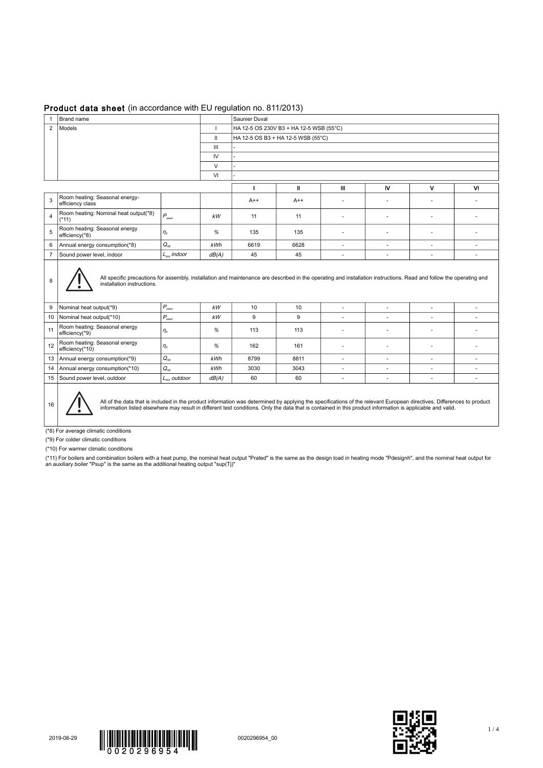**Product data sheet** (in accordance with EU regulation no. 811/2013)

| | | |
|---|---|---|
| 1 | Brand name | Saunier Duval |
| 2 | Models | I: HA 12-5 OS 230V B3 + HA 12-5 WSB (55°C) |
| | | II: HA 12-5 OS B3 + HA 12-5 WSB (55°C) |
| | | III: - |
| | | IV: - |
| | | V: - |
| | | VI: - |

| | | | | I | II | III | IV | V | VI |
|---|---|---|---|---|---|---|---|---|---|
| 3 | Room heating: Seasonal energy-efficiency class | | | A++ | A++ | - | - | - | - |
| 4 | Room heating: Nominal heat output(*8)(*11) | $P_{rated}$ | kW | 11 | 11 | - | - | - | - |
| 5 | Room heating: Seasonal energy efficiency(*8) | $\eta_S$ | % | 135 | 135 | - | - | - | - |
| 6 | Annual energy consumption(*8) | $Q_{HE}$ | kWh | 6619 | 6628 | - | - | - | - |
| 7 | Sound power level, indoor | $L_{WA}$ indoor | dB(A) | 45 | 45 | - | - | - | - |
| 8 | All specific precautions for assembly, installation and maintenance are described in the operating and installation instructions. Read and follow the operating and installation instructions. | | | | | | | | |
| 9 | Nominal heat output(*9) | $P_{rated}$ | kW | 10 | 10 | - | - | - | - |
| 10 | Nominal heat output(*10) | $P_{rated}$ | kW | 9 | 9 | - | - | - | - |
| 11 | Room heating: Seasonal energy efficiency(*9) | $\eta_S$ | % | 113 | 113 | - | - | - | - |
| 12 | Room heating: Seasonal energy efficiency(*10) | $\eta_S$ | % | 162 | 161 | - | - | - | - |
| 13 | Annual energy consumption(*9) | $Q_{HE}$ | kWh | 8799 | 8811 | - | - | - | - |
| 14 | Annual energy consumption(*10) | $Q_{HE}$ | kWh | 3030 | 3043 | - | - | - | - |
| 15 | Sound power level, outdoor | $L_{WA}$ outdoor | dB(A) | 60 | 60 | - | - | - | - |
| 16 | All of the data that is included in the product information was determined by applying the specifications of the relevant European directives. Differences to product information listed elsewhere may result in different test conditions. Only the data that is contained in this product information is applicable and valid. | | | | | | | | |

(*8) For average climatic conditions

(*9) For colder climatic conditions

(*10) For warmer climatic conditions

(*11) For boilers and combination boilers with a heat pump, the nominal heat output "Prated" is the same as the design load in heating mode "Pdesignh", and the nominal heat output for an auxiliary boiler "Psup" is the same as the additional heating output "sup(Tj)"

2019-08-29 0020296954 0020296954_00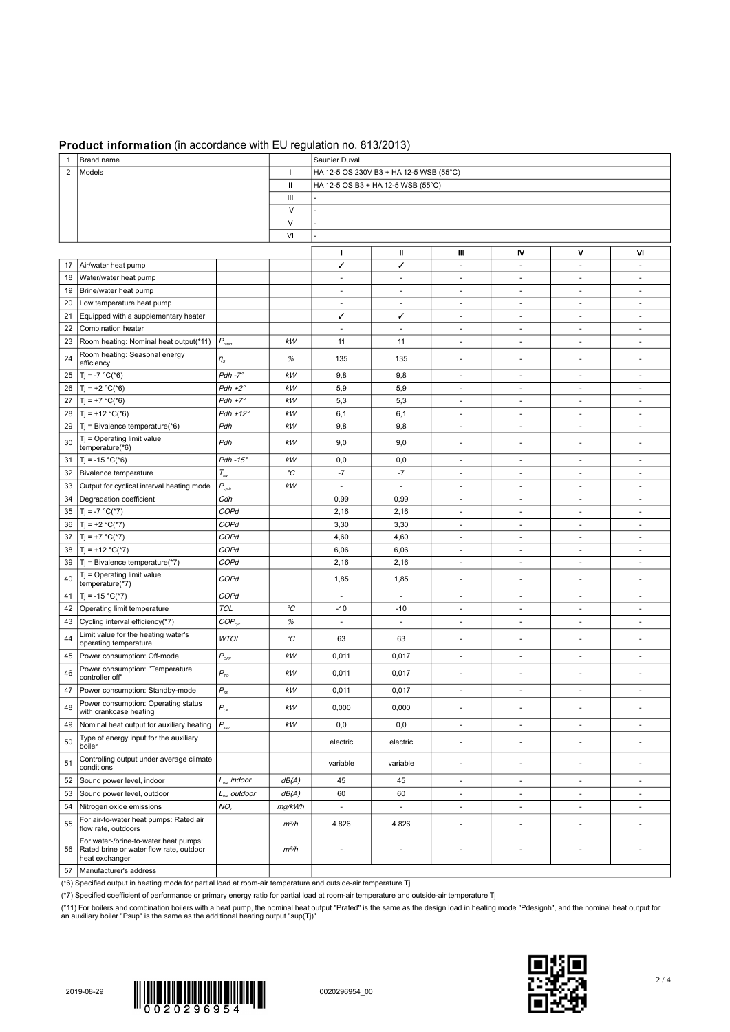## Product information (in accordance with EU regulation no. 813/2013)

| | | | | |
|---|---|---|---|---|
| 1 | Brand name | | | Saunier Duval |
| 2 | Models | | I | HA 12-5 OS 230V B3 + HA 12-5 WSB (55°C) |
| | | | II | HA 12-5 OS B3 + HA 12-5 WSB (55°C) |
| | | | III | - |
| | | | IV | - |
| | | | V | - |
| | | | VI | - |

| | | | | I | II | III | IV | V | VI |
|---|---|---|---|---|---|---|---|---|---|
| 17 | Air/water heat pump | | | ✓ | ✓ | - | - | - | - |
| 18 | Water/water heat pump | | | - | - | - | - | - | - |
| 19 | Brine/water heat pump | | | - | - | - | - | - | - |
| 20 | Low temperature heat pump | | | - | - | - | - | - | - |
| 21 | Equipped with a supplementary heater | | | ✓ | ✓ | - | - | - | - |
| 22 | Combination heater | | | - | - | - | - | - | - |
| 23 | Room heating: Nominal heat output(*11) | $P_{rated}$ | *kW* | 11 | 11 | - | - | - | - |
| 24 | Room heating: Seasonal energy efficiency | $\eta_s$ | *%* | 135 | 135 | - | - | - | - |
| 25 | Tj = -7 °C(*6) | *Pdh -7°* | *kW* | 9,8 | 9,8 | - | - | - | - |
| 26 | Tj = +2 °C(*6) | *Pdh +2°* | *kW* | 5,9 | 5,9 | - | - | - | - |
| 27 | Tj = +7 °C(*6) | *Pdh +7°* | *kW* | 5,3 | 5,3 | - | - | - | - |
| 28 | Tj = +12 °C(*6) | *Pdh +12°* | *kW* | 6,1 | 6,1 | - | - | - | - |
| 29 | Tj = Bivalence temperature(*6) | *Pdh* | *kW* | 9,8 | 9,8 | - | - | - | - |
| 30 | Tj = Operating limit value temperature(*6) | *Pdh* | *kW* | 9,0 | 9,0 | - | - | - | - |
| 31 | Tj = -15 °C(*6) | *Pdh -15°* | *kW* | 0,0 | 0,0 | - | - | - | - |
| 32 | Bivalence temperature | $T_{biv}$ | *°C* | -7 | -7 | - | - | - | - |
| 33 | Output for cyclical interval heating mode | $P_{cych}$ | *kW* | - | - | - | - | - | - |
| 34 | Degradation coefficient | *Cdh* | | 0,99 | 0,99 | - | - | - | - |
| 35 | Tj = -7 °C(*7) | *COPd* | | 2,16 | 2,16 | - | - | - | - |
| 36 | Tj = +2 °C(*7) | *COPd* | | 3,30 | 3,30 | - | - | - | - |
| 37 | Tj = +7 °C(*7) | *COPd* | | 4,60 | 4,60 | - | - | - | - |
| 38 | Tj = +12 °C(*7) | *COPd* | | 6,06 | 6,06 | - | - | - | - |
| 39 | Tj = Bivalence temperature(*7) | *COPd* | | 2,16 | 2,16 | - | - | - | - |
| 40 | Tj = Operating limit value temperature(*7) | *COPd* | | 1,85 | 1,85 | - | - | - | - |
| 41 | Tj = -15 °C(*7) | *COPd* | | - | - | - | - | - | - |
| 42 | Operating limit temperature | *TOL* | *°C* | -10 | -10 | - | - | - | - |
| 43 | Cycling interval efficiency(*7) | $COP_{cyc}$ | *%* | - | - | - | - | - | - |
| 44 | Limit value for the heating water's operating temperature | *WTOL* | *°C* | 63 | 63 | - | - | - | - |
| 45 | Power consumption: Off-mode | $P_{OFF}$ | *kW* | 0,011 | 0,017 | - | - | - | - |
| 46 | Power consumption: "Temperature controller off" | $P_{TO}$ | *kW* | 0,011 | 0,017 | - | - | - | - |
| 47 | Power consumption: Standby-mode | $P_{SB}$ | *kW* | 0,011 | 0,017 | - | - | - | - |
| 48 | Power consumption: Operating status with crankcase heating | $P_{CK}$ | *kW* | 0,000 | 0,000 | - | - | - | - |
| 49 | Nominal heat output for auxiliary heating | $P_{sup}$ | *kW* | 0,0 | 0,0 | - | - | - | - |
| 50 | Type of energy input for the auxiliary boiler | | | electric | electric | - | - | - | - |
| 51 | Controlling output under average climate conditions | | | variable | variable | - | - | - | - |
| 52 | Sound power level, indoor | $L_{WA}$ *indoor* | *dB(A)* | 45 | 45 | - | - | - | - |
| 53 | Sound power level, outdoor | $L_{WA}$ *outdoor* | *dB(A)* | 60 | 60 | - | - | - | - |
| 54 | Nitrogen oxide emissions | $NO_x$ | *mg/kWh* | - | - | - | - | - | - |
| 55 | For air-to-water heat pumps: Rated air flow rate, outdoors | | *m³/h* | 4.826 | 4.826 | - | - | - | - |
| 56 | For water-/brine-to-water heat pumps: Rated brine or water flow rate, outdoor heat exchanger | | *m³/h* | - | - | - | - | - | - |
| 57 | Manufacturer's address | | | | | | | | |

(*6) Specified output in heating mode for partial load at room-air temperature and outside-air temperature Tj

(*7) Specified coefficient of performance or primary energy ratio for partial load at room-air temperature and outside-air temperature Tj

(*11) For boilers and combination boilers with a heat pump, the nominal heat output "Prated" is the same as the design load in heating mode "Pdesignh", and the nominal heat output for an auxiliary boiler "Psup" is the same as the additional heating output "sup(Tj)"

2019-08-29 0020296954 0020296954_00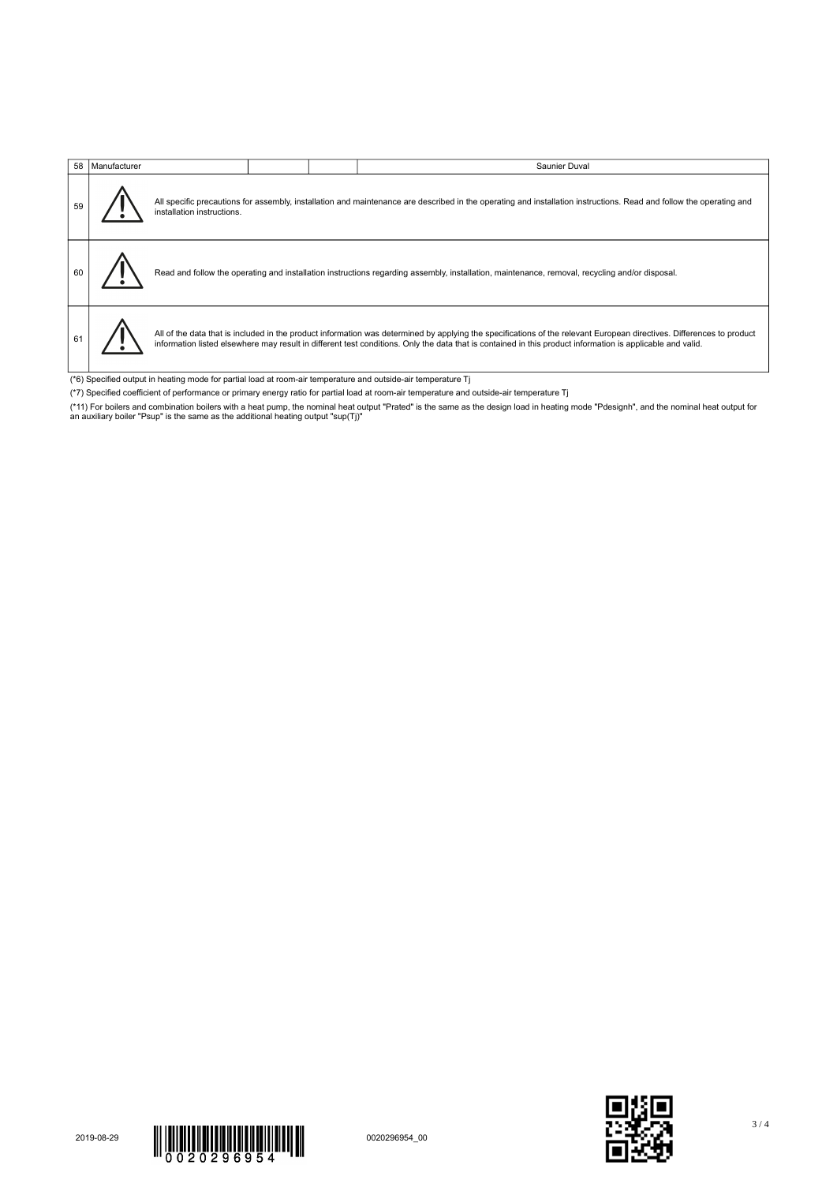| 58 | Manufacturer | | | Saunier Duval |
|---|---|---|---|---|
| 59 | ⚠ | All specific precautions for assembly, installation and maintenance are described in the operating and installation instructions. Read and follow the operating and installation instructions. | | |
| 60 | ⚠ | Read and follow the operating and installation instructions regarding assembly, installation, maintenance, removal, recycling and/or disposal. | | |
| 61 | ⚠ | All of the data that is included in the product information was determined by applying the specifications of the relevant European directives. Differences to product information listed elsewhere may result in different test conditions. Only the data that is contained in this product information is applicable and valid. | | |

(*6) Specified output in heating mode for partial load at room-air temperature and outside-air temperature Tj

(*7) Specified coefficient of performance or primary energy ratio for partial load at room-air temperature and outside-air temperature Tj

(*11) For boilers and combination boilers with a heat pump, the nominal heat output "Prated" is the same as the design load in heating mode "Pdesignh", and the nominal heat output for an auxiliary boiler "Psup" is the same as the additional heating output "sup(Tj)"

2019-08-29 0020296954 0020296954_00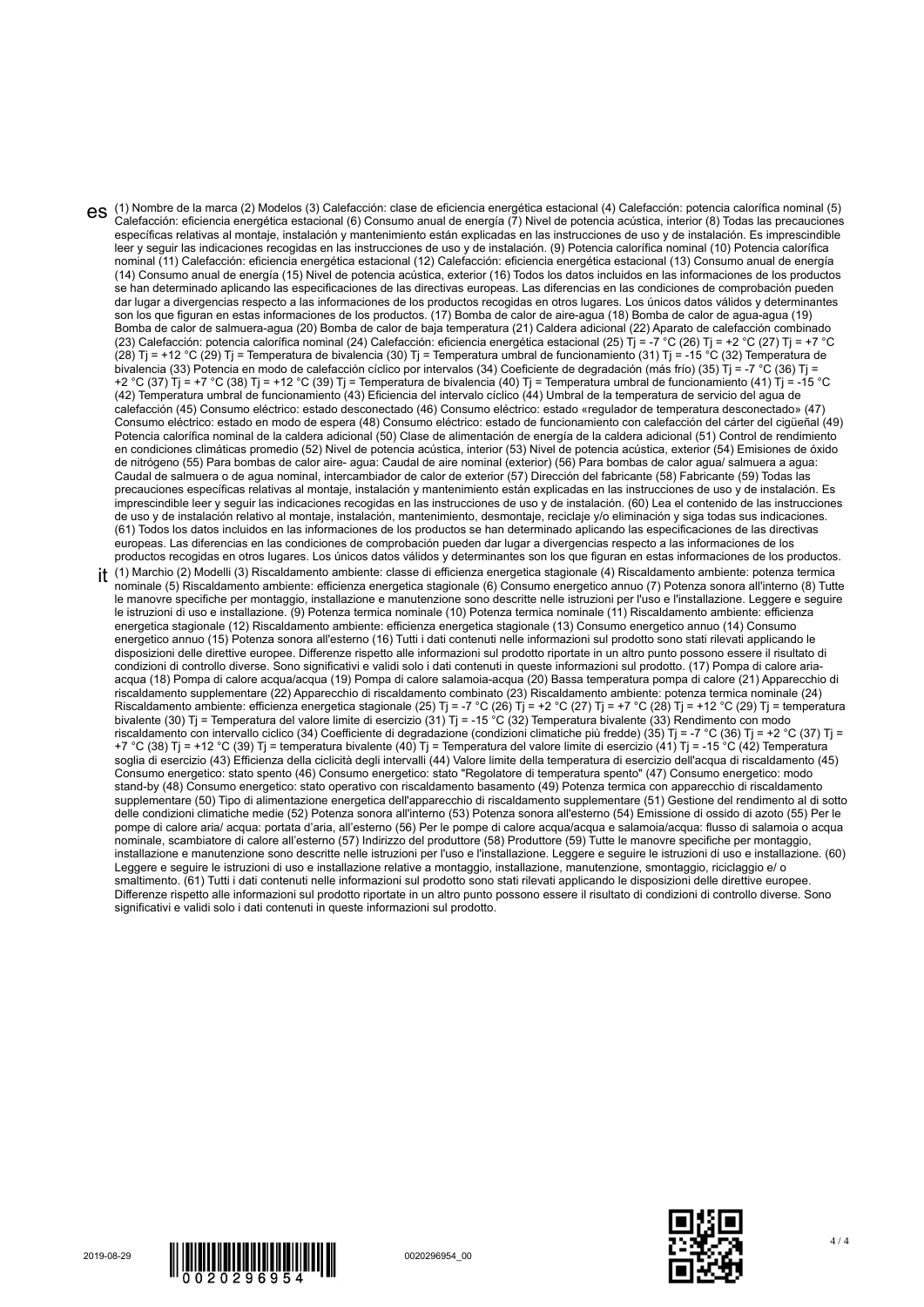**es** (1) Nombre de la marca (2) Modelos (3) Calefacción: clase de eficiencia energética estacional (4) Calefacción: potencia calorífica nominal (5) Calefacción: eficiencia energética estacional (6) Consumo anual de energía (7) Nivel de potencia acústica, interior (8) Todas las precauciones específicas relativas al montaje, instalación y mantenimiento están explicadas en las instrucciones de uso y de instalación. Es imprescindible leer y seguir las indicaciones recogidas en las instrucciones de uso y de instalación. (9) Potencia calorífica nominal (10) Potencia calorífica nominal (11) Calefacción: eficiencia energética estacional (12) Calefacción: eficiencia energética estacional (13) Consumo anual de energía (14) Consumo anual de energía (15) Nivel de potencia acústica, exterior (16) Todos los datos incluidos en las informaciones de los productos se han determinado aplicando las especificaciones de las directivas europeas. Las diferencias en las condiciones de comprobación pueden dar lugar a divergencias respecto a las informaciones de los productos recogidas en otros lugares. Los únicos datos válidos y determinantes son los que figuran en estas informaciones de los productos. (17) Bomba de calor de aire-agua (18) Bomba de calor de agua-agua (19) Bomba de calor de salmuera-agua (20) Bomba de calor de baja temperatura (21) Caldera adicional (22) Aparato de calefacción combinado (23) Calefacción: potencia calorífica nominal (24) Calefacción: eficiencia energética estacional (25) Tj = -7 °C (26) Tj = +2 °C (27) Tj = +7 °C (28) Tj = +12 °C (29) Tj = Temperatura de bivalencia (30) Tj = Temperatura umbral de funcionamiento (31) Tj = -15 °C (32) Temperatura de bivalencia (33) Potencia en modo de calefacción cíclico por intervalos (34) Coeficiente de degradación (más frío) (35) Tj = -7 °C (36) Tj = +2 °C (37) Tj = +7 °C (38) Tj = +12 °C (39) Tj = Temperatura de bivalencia (40) Tj = Temperatura umbral de funcionamiento (41) Tj = -15 °C (42) Temperatura umbral de funcionamiento (43) Eficiencia del intervalo cíclico (44) Umbral de la temperatura de servicio del agua de calefacción (45) Consumo eléctrico: estado desconectado (46) Consumo eléctrico: estado «regulador de temperatura desconectado» (47) Consumo eléctrico: estado en modo de espera (48) Consumo eléctrico: estado de funcionamiento con calefacción del cárter del cigüeñal (49) Potencia calorífica nominal de la caldera adicional (50) Clase de alimentación de energía de la caldera adicional (51) Control de rendimiento en condiciones climáticas promedio (52) Nivel de potencia acústica, interior (53) Nivel de potencia acústica, exterior (54) Emisiones de óxido de nitrógeno (55) Para bombas de calor aire- agua: Caudal de aire nominal (exterior) (56) Para bombas de calor agua/ salmuera a agua: Caudal de salmuera o de agua nominal, intercambiador de calor de exterior (57) Dirección del fabricante (58) Fabricante (59) Todas las precauciones específicas relativas al montaje, instalación y mantenimiento están explicadas en las instrucciones de uso y de instalación. Es imprescindible leer y seguir las indicaciones recogidas en las instrucciones de uso y de instalación. (60) Lea el contenido de las instrucciones de uso y de instalación relativo al montaje, instalación, mantenimiento, desmontaje, reciclaje y/o eliminación y siga todas sus indicaciones. (61) Todos los datos incluidos en las informaciones de los productos se han determinado aplicando las especificaciones de las directivas europeas. Las diferencias en las condiciones de comprobación pueden dar lugar a divergencias respecto a las informaciones de los productos recogidas en otros lugares. Los únicos datos válidos y determinantes son los que figuran en estas informaciones de los productos.

**it** (1) Marchio (2) Modelli (3) Riscaldamento ambiente: classe di efficienza energetica stagionale (4) Riscaldamento ambiente: potenza termica nominale (5) Riscaldamento ambiente: efficienza energetica stagionale (6) Consumo energetico annuo (7) Potenza sonora all'interno (8) Tutte le manovre specifiche per montaggio, installazione e manutenzione sono descritte nelle istruzioni per l'uso e l'installazione. Leggere e seguire le istruzioni di uso e installazione. (9) Potenza termica nominale (10) Potenza termica nominale (11) Riscaldamento ambiente: efficienza energetica stagionale (12) Riscaldamento ambiente: efficienza energetica stagionale (13) Consumo energetico annuo (14) Consumo energetico annuo (15) Potenza sonora all'esterno (16) Tutti i dati contenuti nelle informazioni sul prodotto sono stati rilevati applicando le disposizioni delle direttive europee. Differenze rispetto alle informazioni sul prodotto riportate in un altro punto possono essere il risultato di condizioni di controllo diverse. Sono significativi e validi solo i dati contenuti in queste informazioni sul prodotto. (17) Pompa di calore aria-acqua (18) Pompa di calore acqua/acqua (19) Pompa di calore salamoia-acqua (20) Bassa temperatura pompa di calore (21) Apparecchio di riscaldamento supplementare (22) Apparecchio di riscaldamento combinato (23) Riscaldamento ambiente: potenza termica nominale (24) Riscaldamento ambiente: efficienza energetica stagionale (25) Tj = -7 °C (26) Tj = +2 °C (27) Tj = +7 °C (28) Tj = +12 °C (29) Tj = temperatura bivalente (30) Tj = Temperatura del valore limite di esercizio (31) Tj = -15 °C (32) Temperatura bivalente (33) Rendimento con modo riscaldamento con intervallo ciclico (34) Coefficiente di degradazione (condizioni climatiche più fredde) (35) Tj = -7 °C (36) Tj = +2 °C (37) Tj = +7 °C (38) Tj = +12 °C (39) Tj = temperatura bivalente (40) Tj = Temperatura del valore limite di esercizio (41) Tj = -15 °C (42) Temperatura soglia di esercizio (43) Efficienza della ciclicità degli intervalli (44) Valore limite della temperatura di esercizio dell'acqua di riscaldamento (45) Consumo energetico: stato spento (46) Consumo energetico: stato "Regolatore di temperatura spento" (47) Consumo energetico: modo stand-by (48) Consumo energetico: stato operativo con riscaldamento basamento (49) Potenza termica con apparecchio di riscaldamento supplementare (50) Tipo di alimentazione energetica dell'apparecchio di riscaldamento supplementare (51) Gestione del rendimento al di sotto delle condizioni climatiche medie (52) Potenza sonora all'interno (53) Potenza sonora all'esterno (54) Emissione di ossido di azoto (55) Per le pompe di calore aria/ acqua: portata d'aria, all'esterno (56) Per le pompe di calore acqua/acqua e salamoia/acqua: flusso di salamoia o acqua nominale, scambiatore di calore all'esterno (57) Indirizzo del produttore (58) Produttore (59) Tutte le manovre specifiche per montaggio, installazione e manutenzione sono descritte nelle istruzioni per l'uso e l'installazione. Leggere e seguire le istruzioni di uso e installazione. (60) Leggere e seguire le istruzioni di uso e installazione relative a montaggio, installazione, manutenzione, smontaggio, riciclaggio e/ o smaltimento. (61) Tutti i dati contenuti nelle informazioni sul prodotto sono stati rilevati applicando le disposizioni delle direttive europee. Differenze rispetto alle informazioni sul prodotto riportate in un altro punto possono essere il risultato di condizioni di controllo diverse. Sono significativi e validi solo i dati contenuti in queste informazioni sul prodotto.

2019-08-29 0020296954 0020296954_00